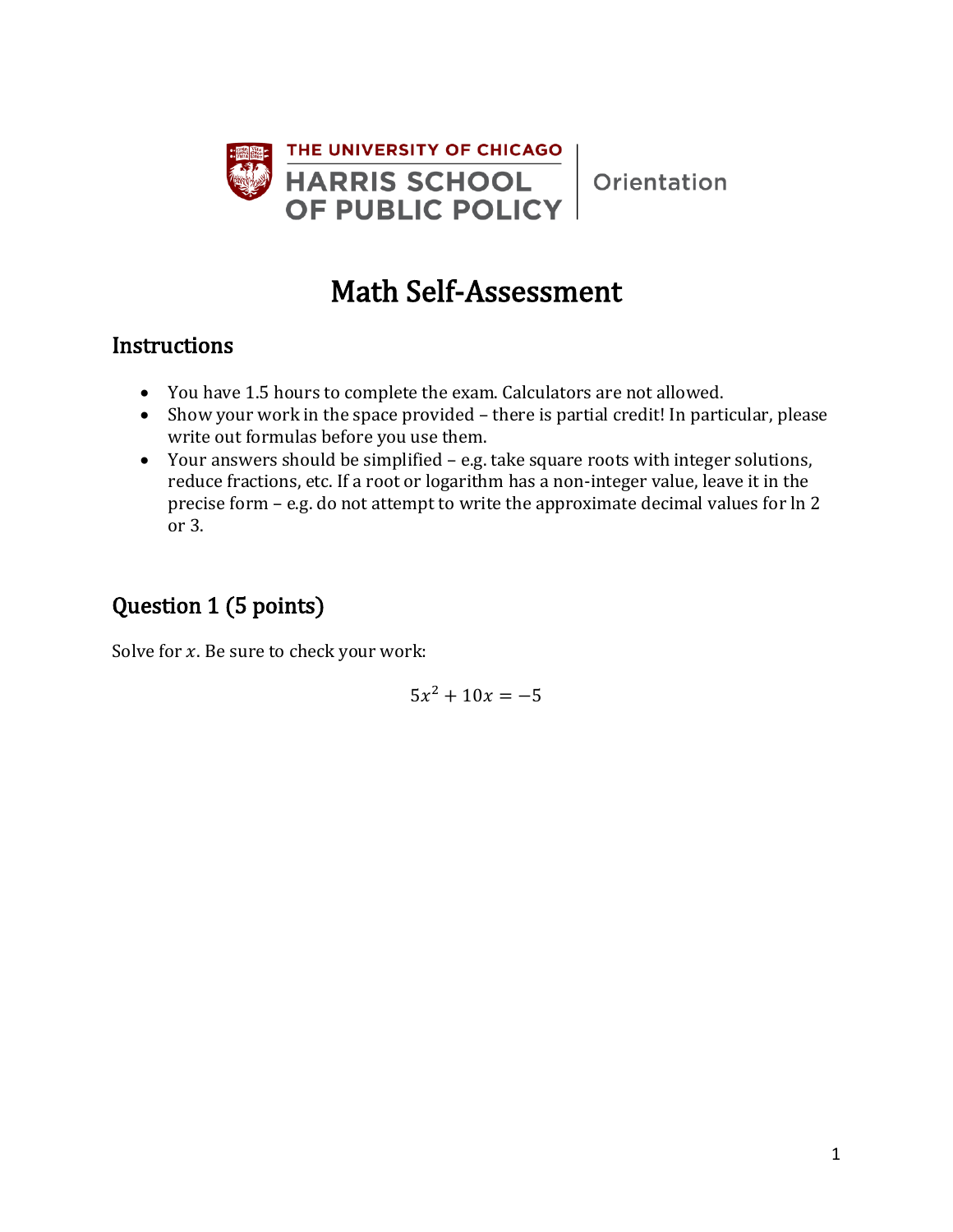THE UNIVERSITY OF CHICAGO
HARRIS SCHOOL OF PUBLIC POLICY | Orientation

# Math Self-Assessment

## Instructions

- You have 1.5 hours to complete the exam. Calculators are not allowed.
- Show your work in the space provided – there is partial credit! In particular, please write out formulas before you use them.
- Your answers should be simplified – e.g. take square roots with integer solutions, reduce fractions, etc. If a root or logarithm has a non-integer value, leave it in the precise form – e.g. do not attempt to write the approximate decimal values for ln 2 or 3.

## Question 1 (5 points)

Solve for $x$. Be sure to check your work:

$$5x^2 + 10x = -5$$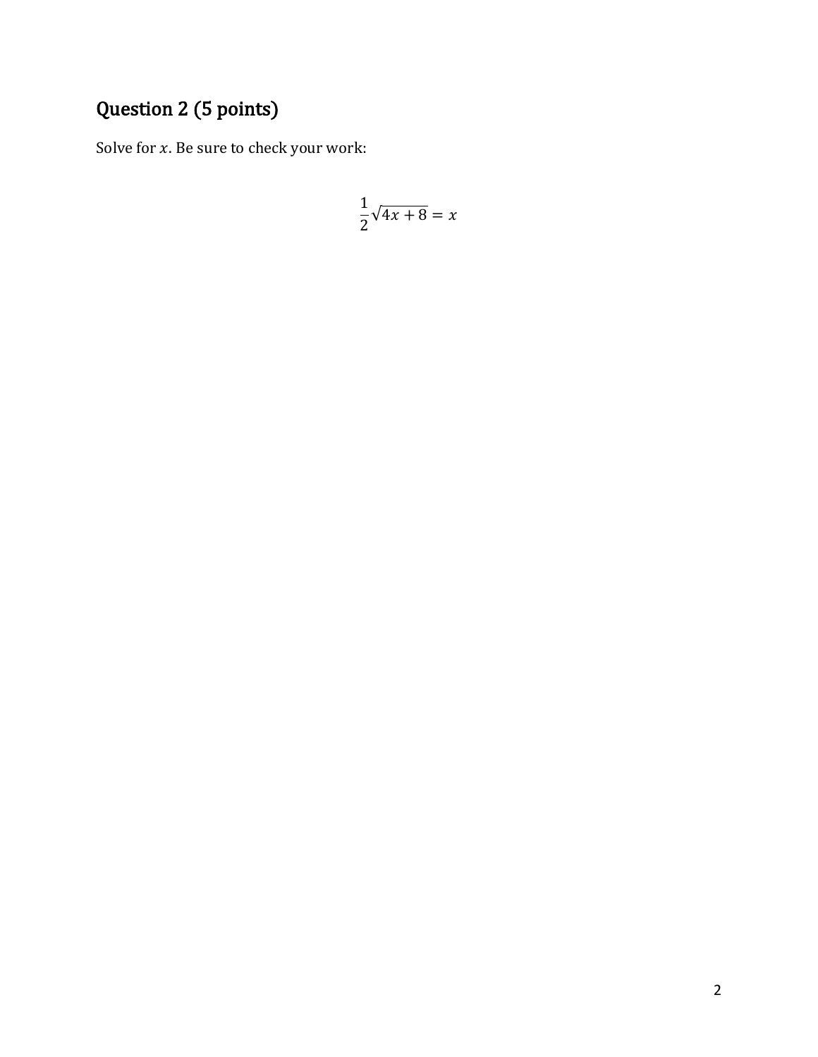## Question 2 (5 points)

Solve for $x$. Be sure to check your work:

$$\frac{1}{2}\sqrt{4x + 8} = x$$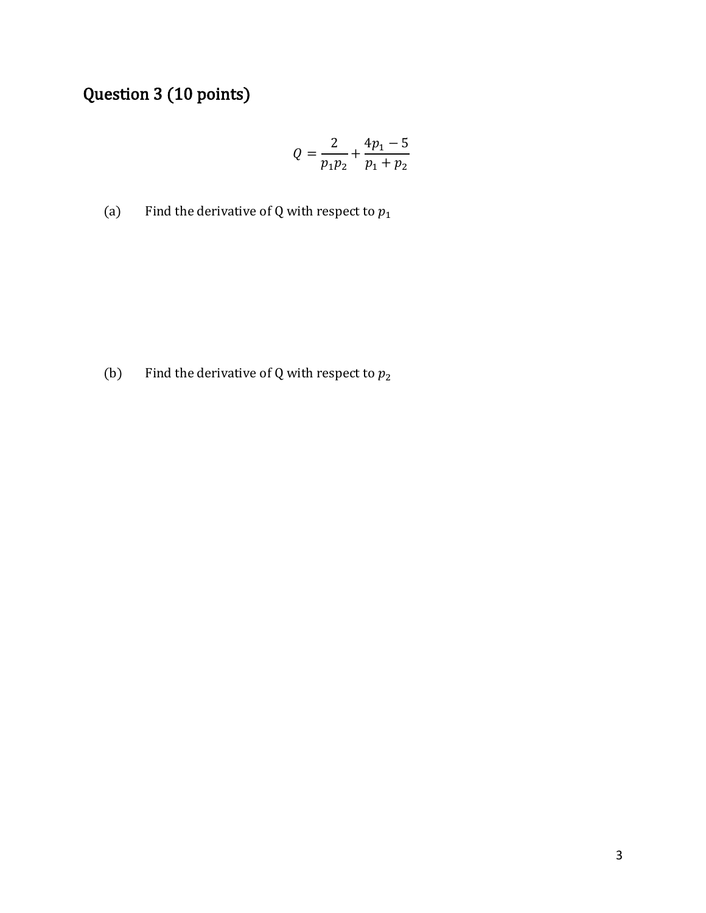## Question 3 (10 points)

$$Q = \frac{2}{p_1 p_2} + \frac{4p_1 - 5}{p_1 + p_2}$$

(a) Find the derivative of Q with respect to $p_1$

(b) Find the derivative of Q with respect to $p_2$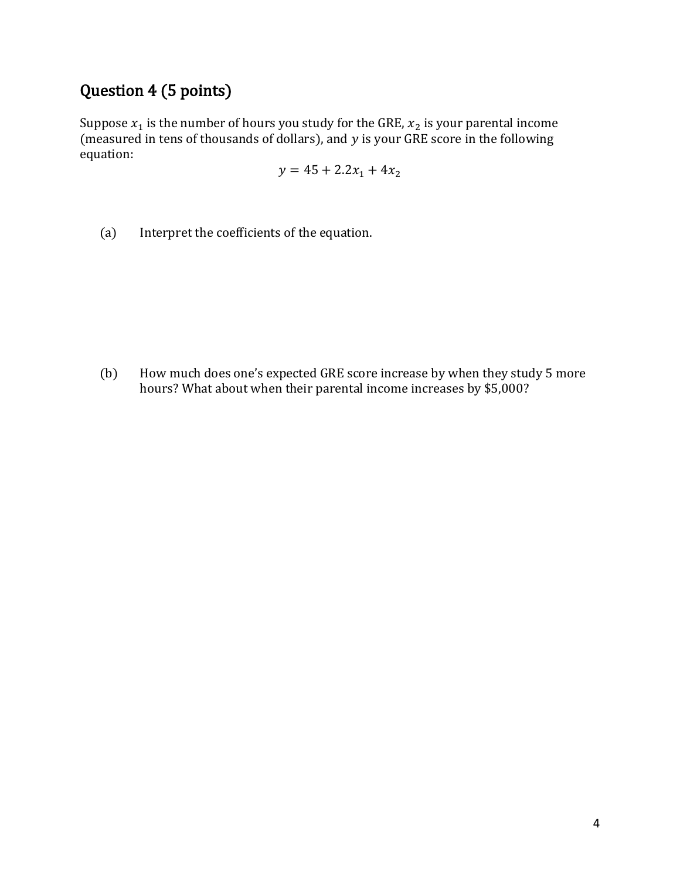## Question 4 (5 points)

Suppose $x_1$ is the number of hours you study for the GRE, $x_2$ is your parental income (measured in tens of thousands of dollars), and $y$ is your GRE score in the following equation:

$$y = 45 + 2.2x_1 + 4x_2$$

(a) Interpret the coefficients of the equation.

(b) How much does one's expected GRE score increase by when they study 5 more hours? What about when their parental income increases by $5,000?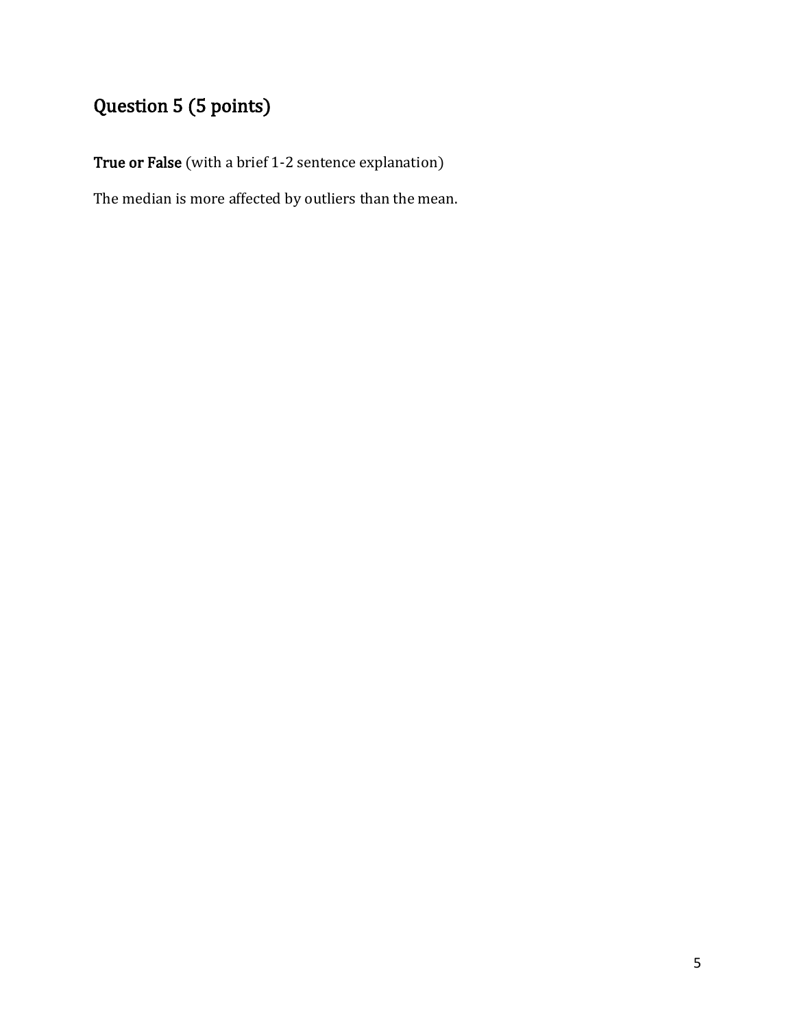## Question 5 (5 points)

**True or False** (with a brief 1-2 sentence explanation)

The median is more affected by outliers than the mean.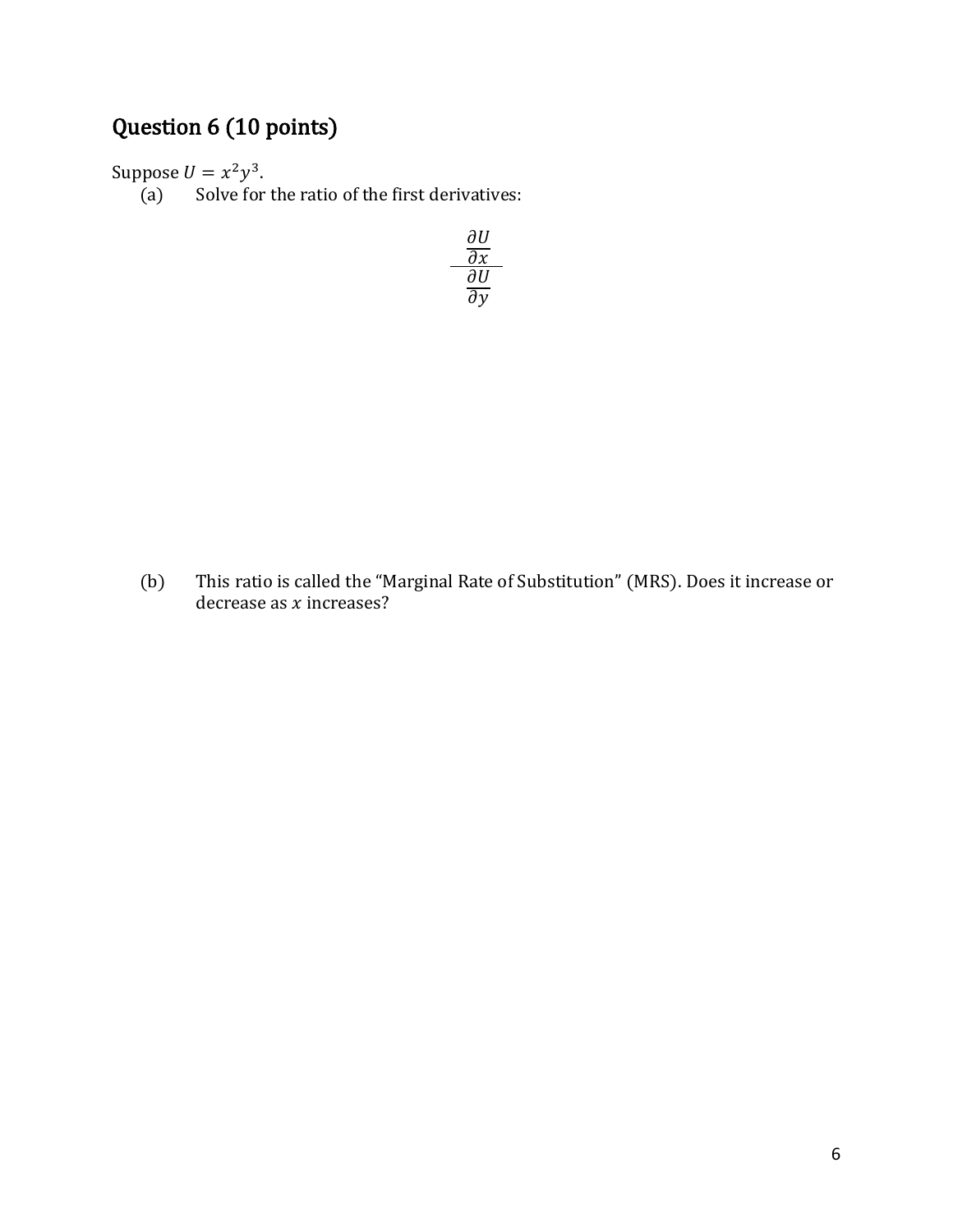## Question 6 (10 points)

Suppose $U = x^2y^3$.

(a) Solve for the ratio of the first derivatives:

$$\frac{\frac{\partial U}{\partial x}}{\frac{\partial U}{\partial y}}$$

(b) This ratio is called the "Marginal Rate of Substitution" (MRS). Does it increase or decrease as $x$ increases?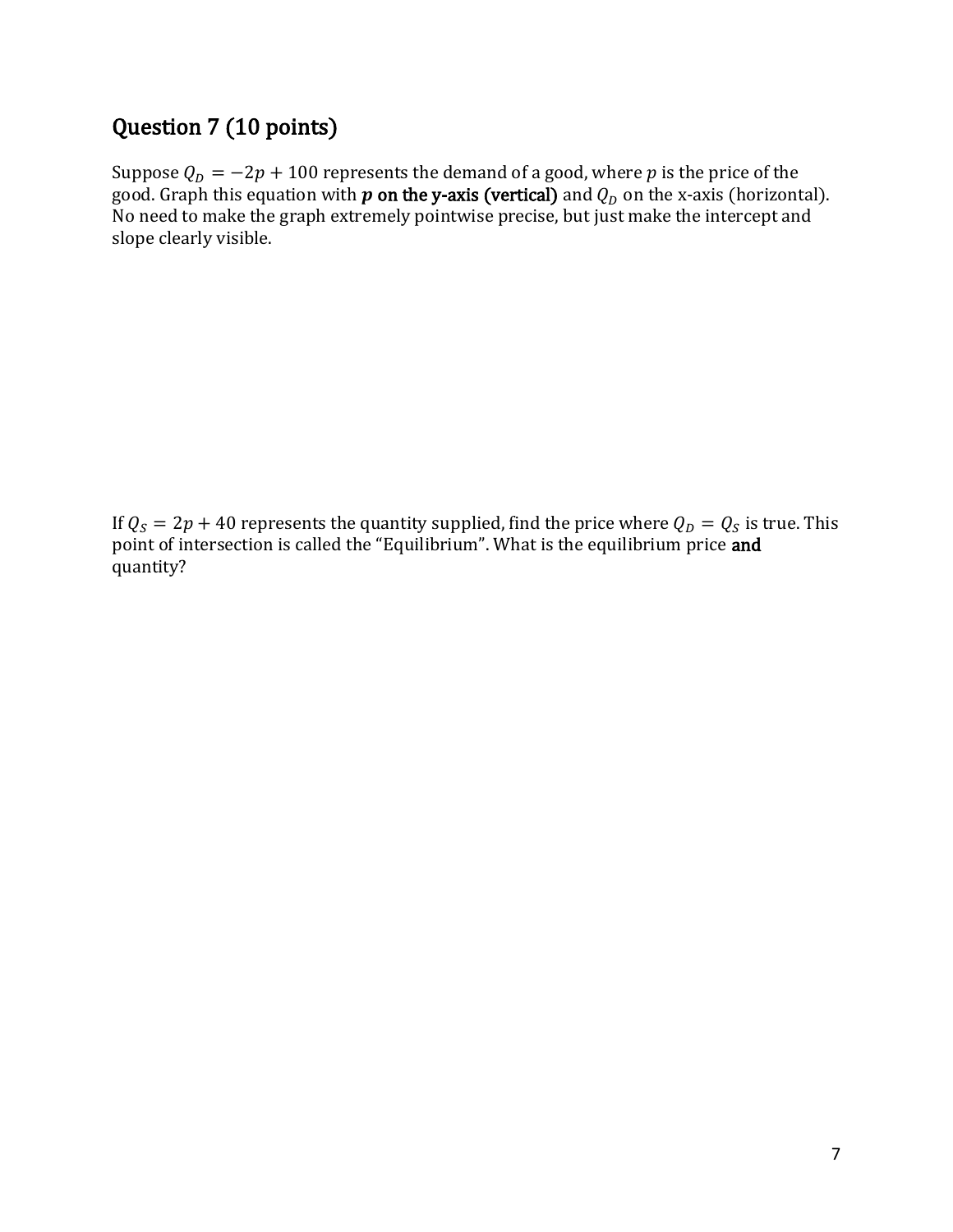## Question 7 (10 points)

Suppose $Q_D = -2p + 100$ represents the demand of a good, where $p$ is the price of the good. Graph this equation with ***p* on the y-axis (vertical)** and $Q_D$ on the x-axis (horizontal). No need to make the graph extremely pointwise precise, but just make the intercept and slope clearly visible.

If $Q_S = 2p + 40$ represents the quantity supplied, find the price where $Q_D = Q_S$ is true. This point of intersection is called the "Equilibrium". What is the equilibrium price **and** quantity?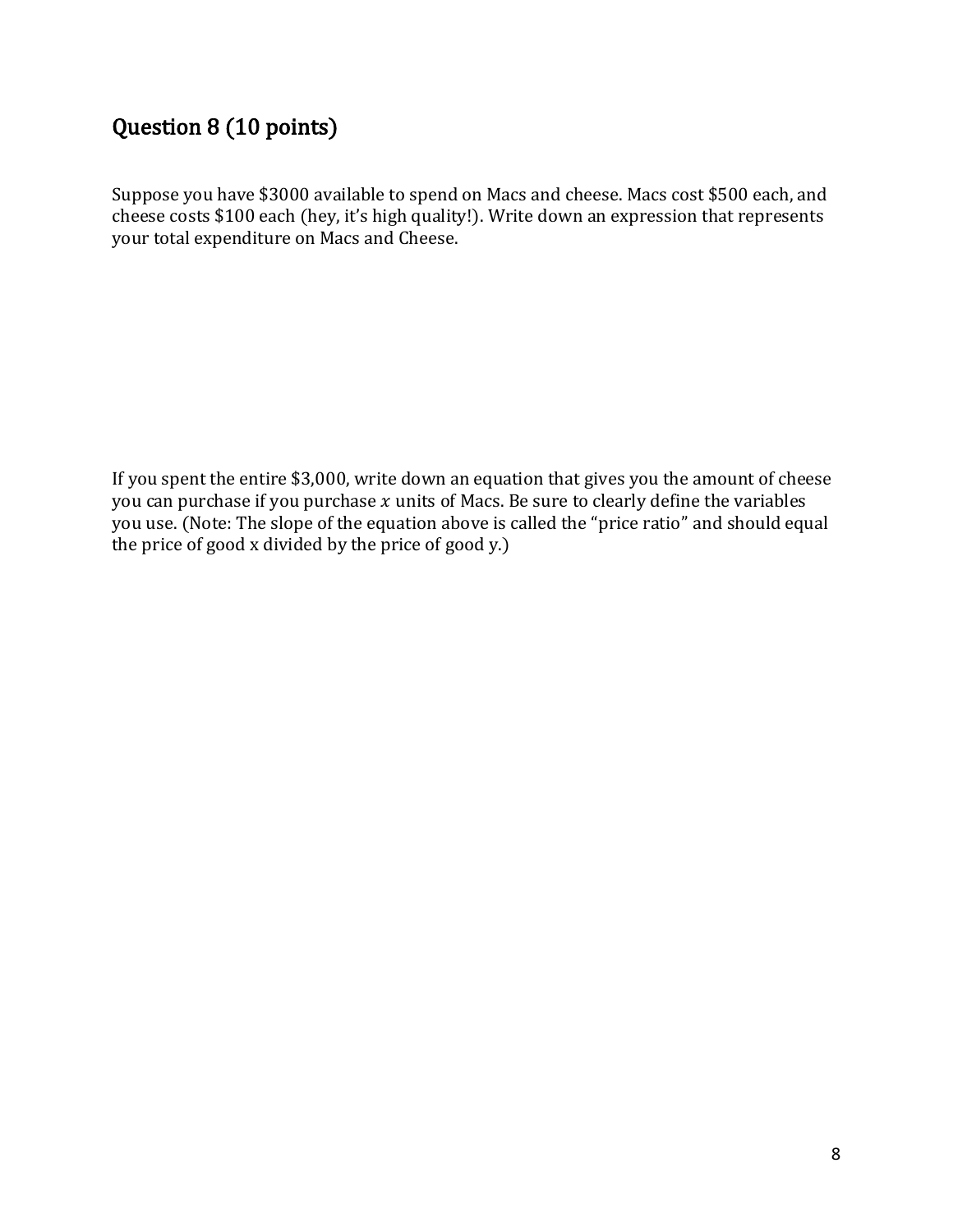## Question 8 (10 points)

Suppose you have $3000 available to spend on Macs and cheese. Macs cost $500 each, and cheese costs $100 each (hey, it's high quality!). Write down an expression that represents your total expenditure on Macs and Cheese.

If you spent the entire $3,000, write down an equation that gives you the amount of cheese you can purchase if you purchase $x$ units of Macs. Be sure to clearly define the variables you use. (Note: The slope of the equation above is called the "price ratio" and should equal the price of good x divided by the price of good y.)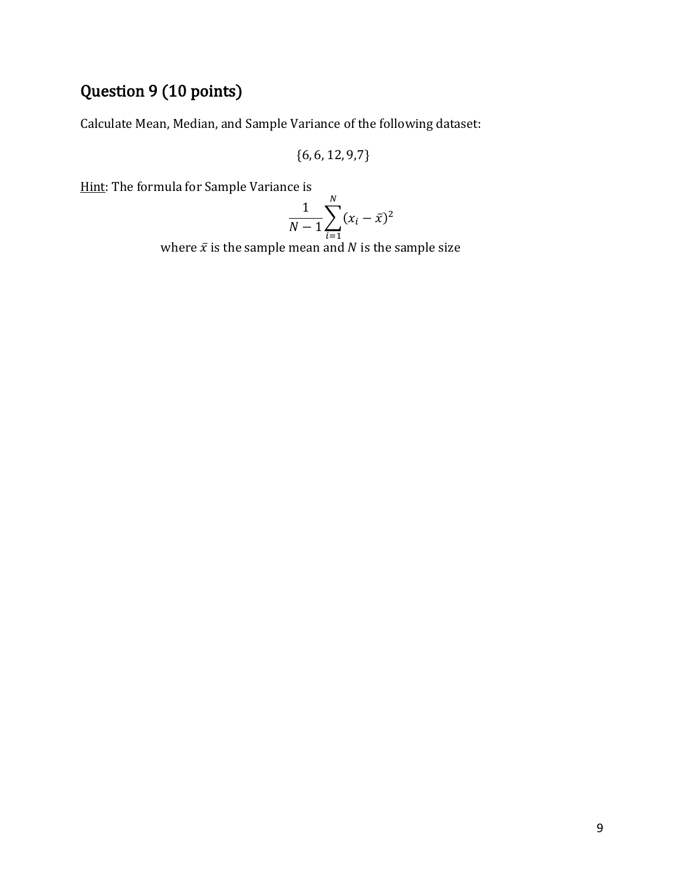## Question 9 (10 points)

Calculate Mean, Median, and Sample Variance of the following dataset:

$$\{6, 6, 12, 9, 7\}$$

<u>Hint</u>: The formula for Sample Variance is

$$\frac{1}{N-1}\sum_{i=1}^{N}(x_i - \bar{x})^2$$

where $\bar{x}$ is the sample mean and $N$ is the sample size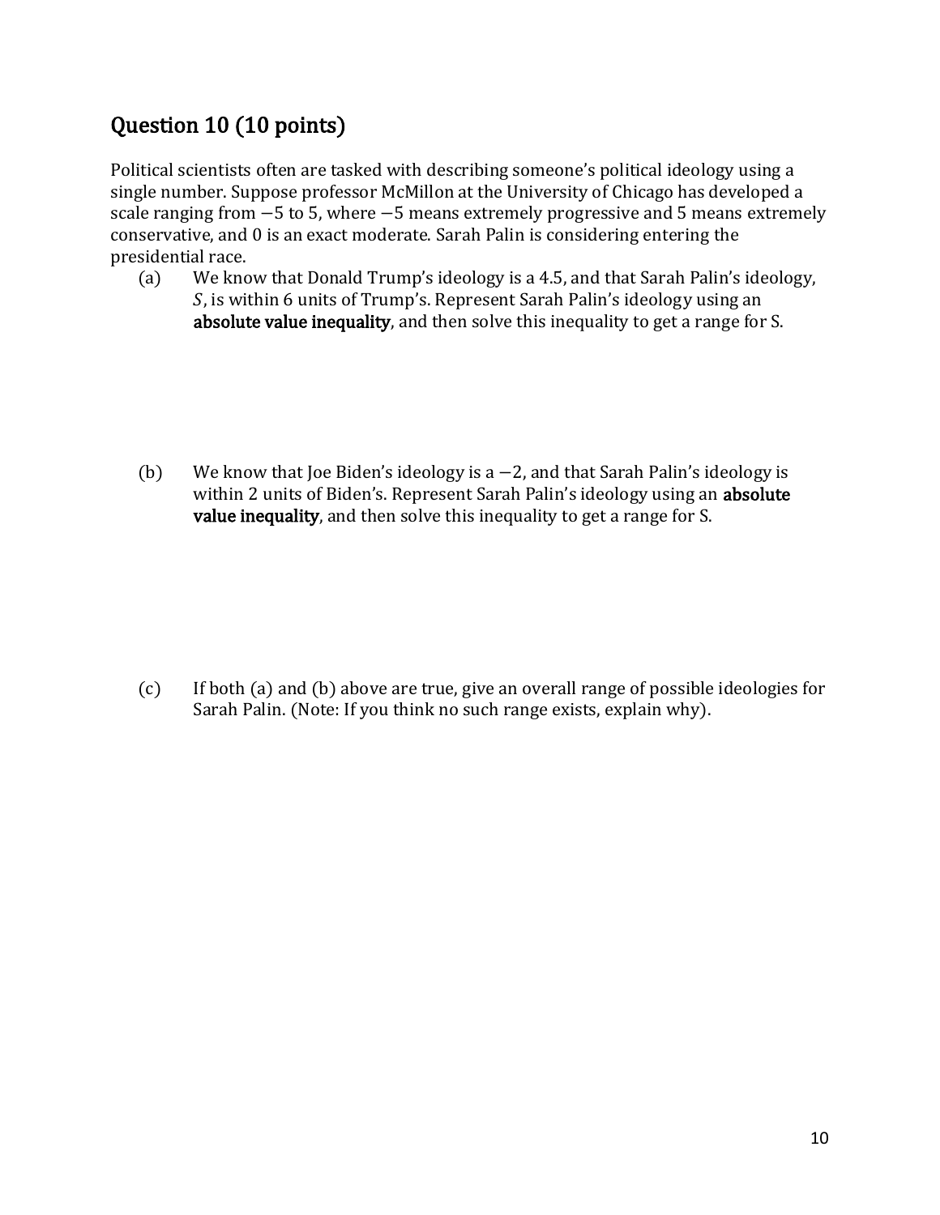## Question 10 (10 points)

Political scientists often are tasked with describing someone's political ideology using a single number. Suppose professor McMillon at the University of Chicago has developed a scale ranging from $-5$ to 5, where $-5$ means extremely progressive and 5 means extremely conservative, and 0 is an exact moderate. Sarah Palin is considering entering the presidential race.

(a) We know that Donald Trump's ideology is a 4.5, and that Sarah Palin's ideology, $S$, is within 6 units of Trump's. Represent Sarah Palin's ideology using an **absolute value inequality**, and then solve this inequality to get a range for S.

(b) We know that Joe Biden's ideology is a $-2$, and that Sarah Palin's ideology is within 2 units of Biden's. Represent Sarah Palin's ideology using an **absolute value inequality**, and then solve this inequality to get a range for S.

(c) If both (a) and (b) above are true, give an overall range of possible ideologies for Sarah Palin. (Note: If you think no such range exists, explain why).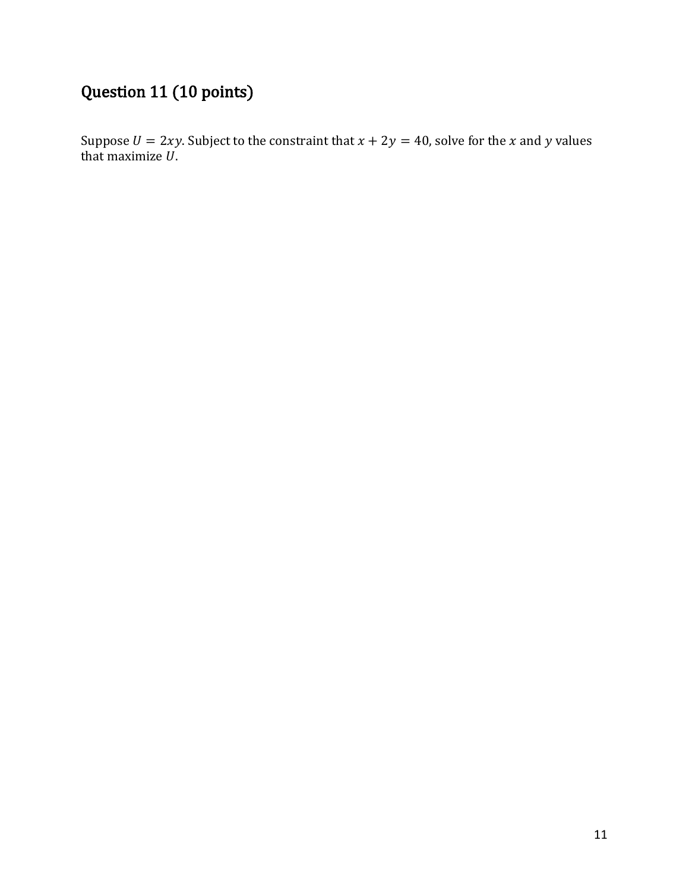## Question 11 (10 points)

Suppose $U = 2xy$. Subject to the constraint that $x + 2y = 40$, solve for the $x$ and $y$ values that maximize $U$.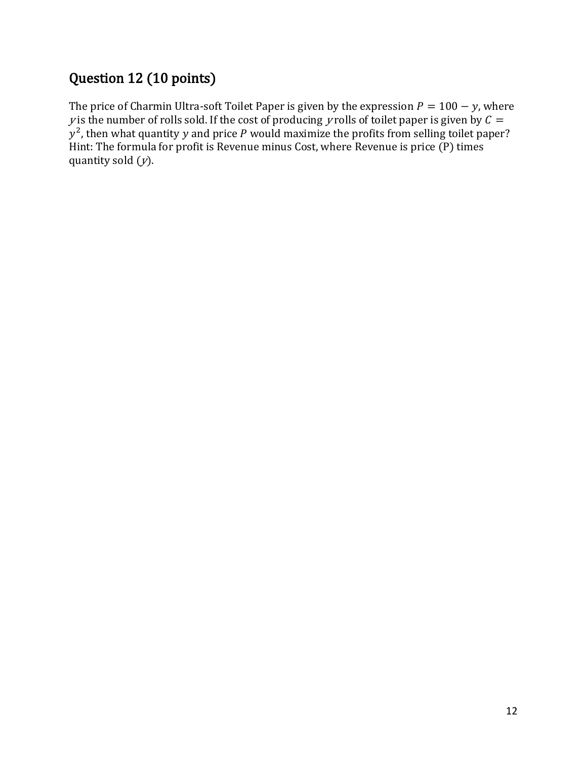## Question 12 (10 points)

The price of Charmin Ultra-soft Toilet Paper is given by the expression $P = 100 - y$, where $y$ is the number of rolls sold. If the cost of producing $y$ rolls of toilet paper is given by $C = y^2$, then what quantity $y$ and price $P$ would maximize the profits from selling toilet paper? Hint: The formula for profit is Revenue minus Cost, where Revenue is price (P) times quantity sold ($y$).